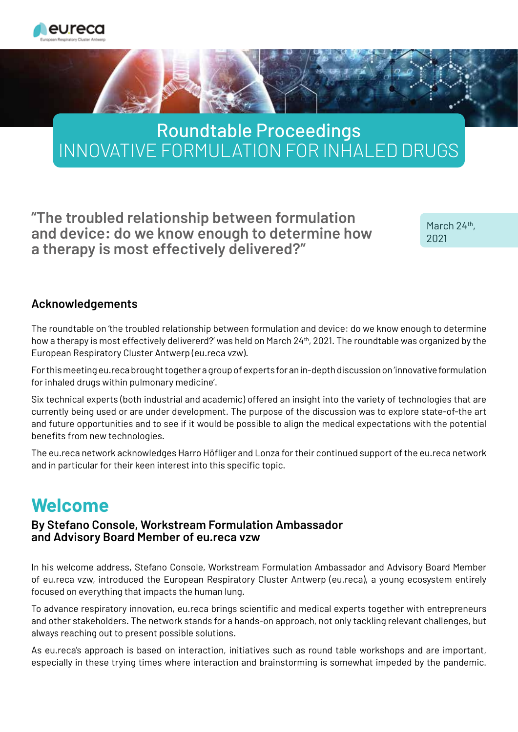# Roundtable Proceedings
## INNOVATIVE FORMULATION FOR INHALED DRUGS

### "The troubled relationship between formulation and device: do we know enough to determine how a therapy is most effectively delivered?"

March 24th, 2021

### Acknowledgements

The roundtable on 'the troubled relationship between formulation and device: do we know enough to determine how a therapy is most effectively delivererd?' was held on March 24th, 2021. The roundtable was organized by the European Respiratory Cluster Antwerp (eu.reca vzw).

For this meeting eu.reca brought together a group of experts for an in-depth discussion on 'innovative formulation for inhaled drugs within pulmonary medicine'.

Six technical experts (both industrial and academic) offered an insight into the variety of technologies that are currently being used or are under development. The purpose of the discussion was to explore state-of-the art and future opportunities and to see if it would be possible to align the medical expectations with the potential benefits from new technologies.

The eu.reca network acknowledges Harro Höfliger and Lonza for their continued support of the eu.reca network and in particular for their keen interest into this specific topic.

## Welcome

### By Stefano Console, Workstream Formulation Ambassador and Advisory Board Member of eu.reca vzw

In his welcome address, Stefano Console, Workstream Formulation Ambassador and Advisory Board Member of eu.reca vzw, introduced the European Respiratory Cluster Antwerp (eu.reca), a young ecosystem entirely focused on everything that impacts the human lung.

To advance respiratory innovation, eu.reca brings scientific and medical experts together with entrepreneurs and other stakeholders. The network stands for a hands-on approach, not only tackling relevant challenges, but always reaching out to present possible solutions.

As eu.reca's approach is based on interaction, initiatives such as round table workshops and are important, especially in these trying times where interaction and brainstorming is somewhat impeded by the pandemic.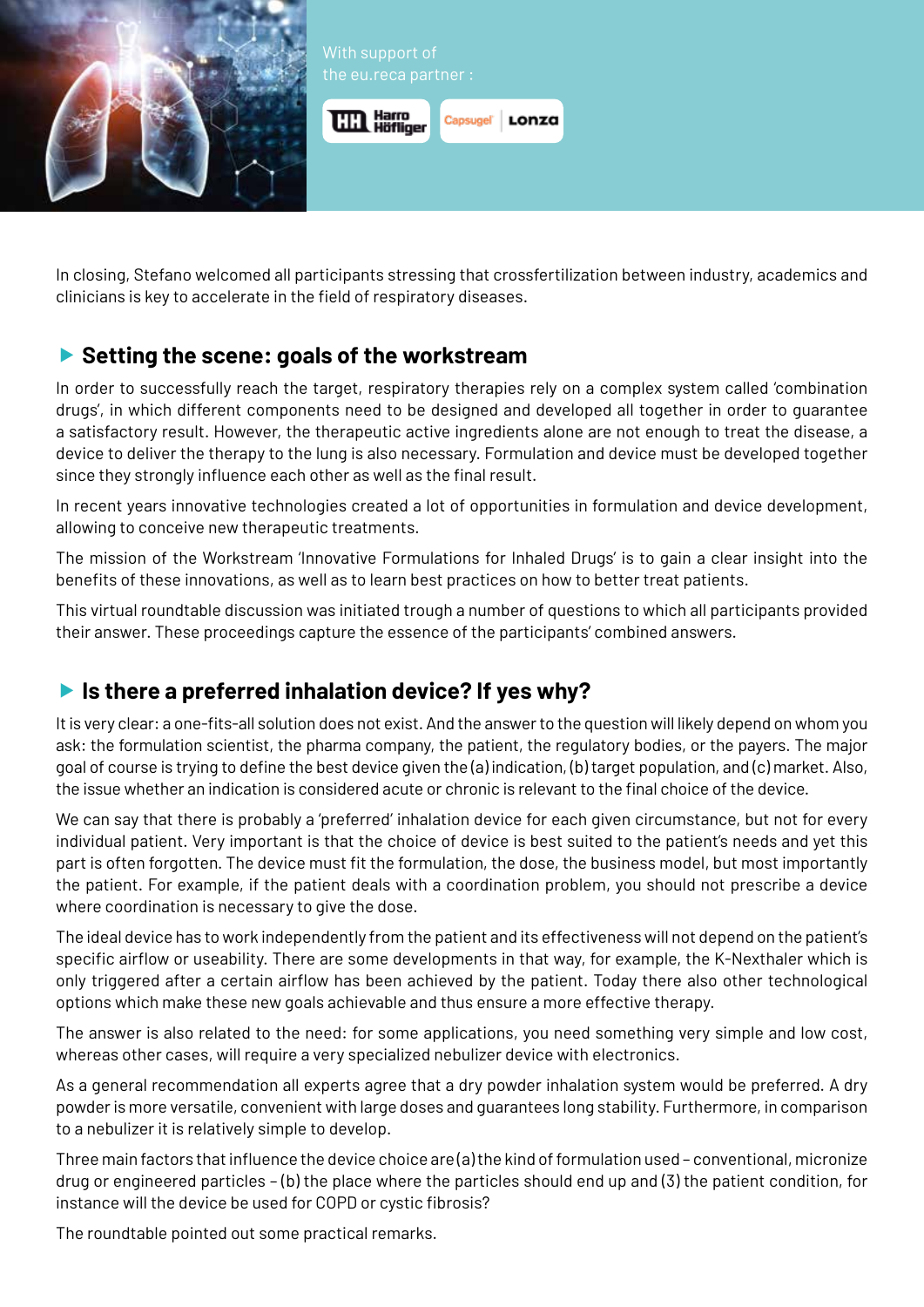With support of
the eu.reca partner :

In closing, Stefano welcomed all participants stressing that crossfertilization between industry, academics and clinicians is key to accelerate in the field of respiratory diseases.

## Setting the scene: goals of the workstream

In order to successfully reach the target, respiratory therapies rely on a complex system called 'combination drugs', in which different components need to be designed and developed all together in order to guarantee a satisfactory result. However, the therapeutic active ingredients alone are not enough to treat the disease, a device to deliver the therapy to the lung is also necessary. Formulation and device must be developed together since they strongly influence each other as well as the final result.

In recent years innovative technologies created a lot of opportunities in formulation and device development, allowing to conceive new therapeutic treatments.

The mission of the Workstream 'Innovative Formulations for Inhaled Drugs' is to gain a clear insight into the benefits of these innovations, as well as to learn best practices on how to better treat patients.

This virtual roundtable discussion was initiated trough a number of questions to which all participants provided their answer. These proceedings capture the essence of the participants' combined answers.

## Is there a preferred inhalation device? If yes why?

It is very clear: a one-fits-all solution does not exist. And the answer to the question will likely depend on whom you ask: the formulation scientist, the pharma company, the patient, the regulatory bodies, or the payers. The major goal of course is trying to define the best device given the (a) indication, (b) target population, and (c) market. Also, the issue whether an indication is considered acute or chronic is relevant to the final choice of the device.

We can say that there is probably a 'preferred' inhalation device for each given circumstance, but not for every individual patient. Very important is that the choice of device is best suited to the patient's needs and yet this part is often forgotten. The device must fit the formulation, the dose, the business model, but most importantly the patient. For example, if the patient deals with a coordination problem, you should not prescribe a device where coordination is necessary to give the dose.

The ideal device has to work independently from the patient and its effectiveness will not depend on the patient's specific airflow or useability. There are some developments in that way, for example, the K-Nexthaler which is only triggered after a certain airflow has been achieved by the patient. Today there also other technological options which make these new goals achievable and thus ensure a more effective therapy.

The answer is also related to the need: for some applications, you need something very simple and low cost, whereas other cases, will require a very specialized nebulizer device with electronics.

As a general recommendation all experts agree that a dry powder inhalation system would be preferred. A dry powder is more versatile, convenient with large doses and guarantees long stability. Furthermore, in comparison to a nebulizer it is relatively simple to develop.

Three main factors that influence the device choice are (a) the kind of formulation used – conventional, micronize drug or engineered particles – (b) the place where the particles should end up and (3) the patient condition, for instance will the device be used for COPD or cystic fibrosis?

The roundtable pointed out some practical remarks.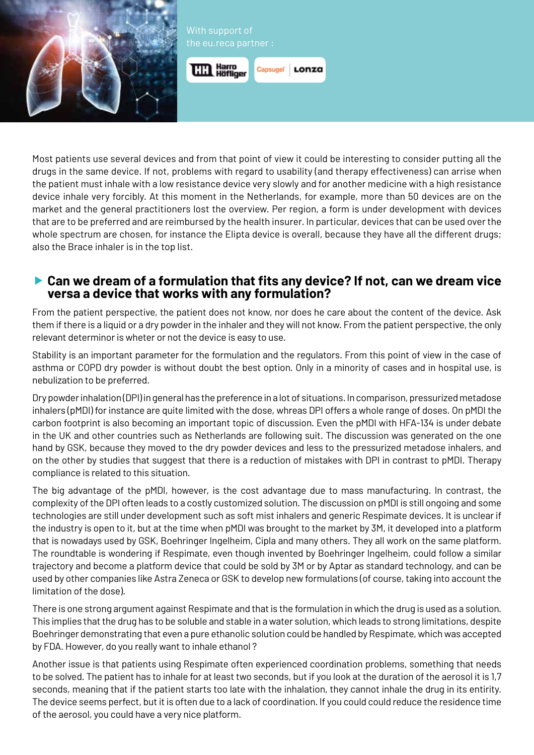With support of the eu.reca partner :

Most patients use several devices and from that point of view it could be interesting to consider putting all the drugs in the same device. If not, problems with regard to usability (and therapy effectiveness) can arise when the patient must inhale with a low resistance device very slowly and for another medicine with a high resistance device inhale very forcibly. At this moment in the Netherlands, for example, more than 50 devices are on the market and the general practitioners lost the overview. Per region, a form is under development with devices that are to be preferred and are reimbursed by the health insurer. In particular, devices that can be used over the whole spectrum are chosen, for instance the Elipta device is overall, because they have all the different drugs; also the Brace inhaler is in the top list.

## Can we dream of a formulation that fits any device? If not, can we dream vice versa a device that works with any formulation?

From the patient perspective, the patient does not know, nor does he care about the content of the device. Ask them if there is a liquid or a dry powder in the inhaler and they will not know. From the patient perspective, the only relevant determinor is wheter or not the device is easy to use.

Stability is an important parameter for the formulation and the regulators. From this point of view in the case of asthma or COPD dry powder is without doubt the best option. Only in a minority of cases and in hospital use, is nebulization to be preferred.

Dry powder inhalation (DPI) in general has the preference in a lot of situations. In comparison, pressurized metadose inhalers (pMDI) for instance are quite limited with the dose, whreas DPI offers a whole range of doses. On pMDI the carbon footprint is also becoming an important topic of discussion. Even the pMDI with HFA-134 is under debate in the UK and other countries such as Netherlands are following suit. The discussion was generated on the one hand by GSK, because they moved to the dry powder devices and less to the pressurized metadose inhalers, and on the other by studies that suggest that there is a reduction of mistakes with DPI in contrast to pMDI. Therapy compliance is related to this situation.

The big advantage of the pMDI, however, is the cost advantage due to mass manufacturing. In contrast, the complexity of the DPI often leads to a costly customized solution. The discussion on pMDI is still ongoing and some technologies are still under development such as soft mist inhalers and generic Respimate devices. It is unclear if the industry is open to it, but at the time when pMDI was brought to the market by 3M, it developed into a platform that is nowadays used by GSK, Boehringer Ingelheim, Cipla and many others. They all work on the same platform. The roundtable is wondering if Respimate, even though invented by Boehringer Ingelheim, could follow a similar trajectory and become a platform device that could be sold by 3M or by Aptar as standard technology, and can be used by other companies like Astra Zeneca or GSK to develop new formulations (of course, taking into account the limitation of the dose).

There is one strong argument against Respimate and that is the formulation in which the drug is used as a solution. This implies that the drug has to be soluble and stable in a water solution, which leads to strong limitations, despite Boehringer demonstrating that even a pure ethanolic solution could be handled by Respimate, which was accepted by FDA. However, do you really want to inhale ethanol ?

Another issue is that patients using Respimate often experienced coordination problems, something that needs to be solved. The patient has to inhale for at least two seconds, but if you look at the duration of the aerosol it is 1,7 seconds, meaning that if the patient starts too late with the inhalation, they cannot inhale the drug in its entirity. The device seems perfect, but it is often due to a lack of coordination. If you could could reduce the residence time of the aerosol, you could have a very nice platform.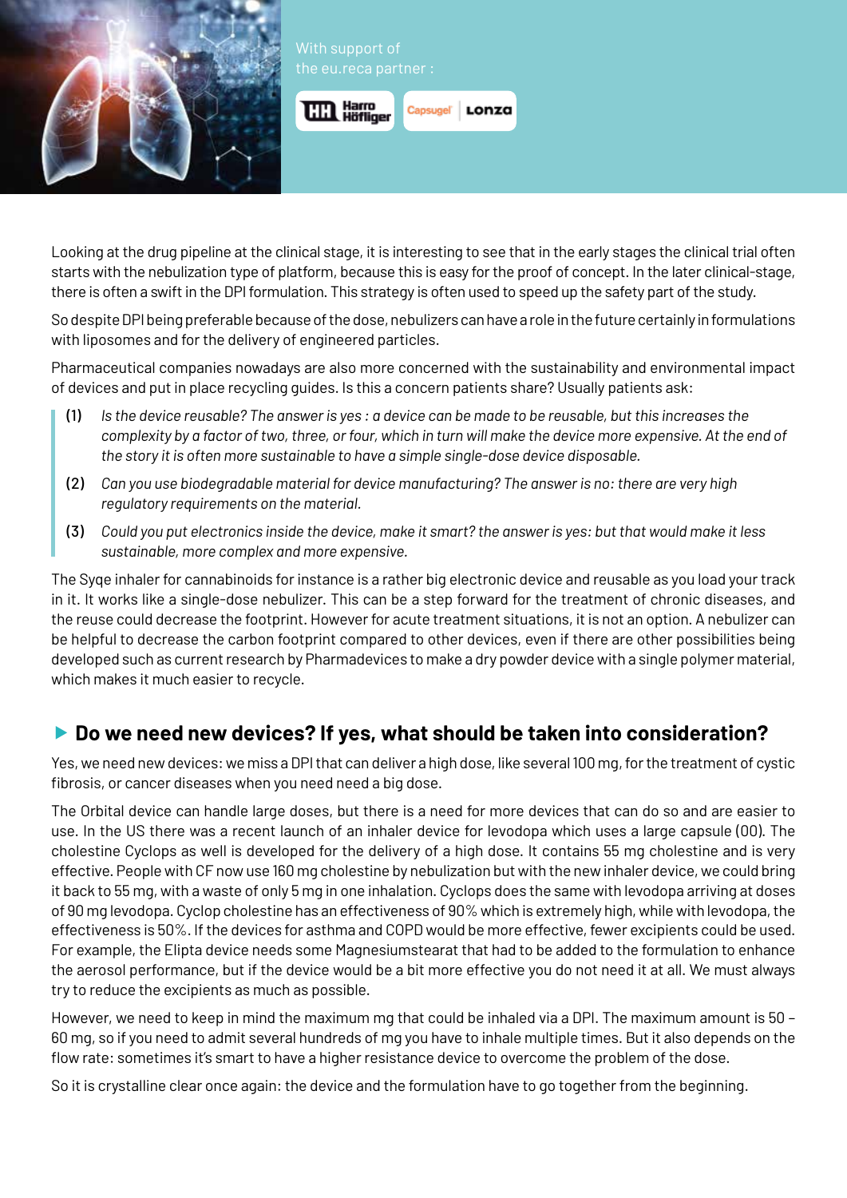With support of the eu.reca partner :

Looking at the drug pipeline at the clinical stage, it is interesting to see that in the early stages the clinical trial often starts with the nebulization type of platform, because this is easy for the proof of concept. In the later clinical-stage, there is often a swift in the DPI formulation. This strategy is often used to speed up the safety part of the study.

So despite DPI being preferable because of the dose, nebulizers can have a role in the future certainly in formulations with liposomes and for the delivery of engineered particles.

Pharmaceutical companies nowadays are also more concerned with the sustainability and environmental impact of devices and put in place recycling guides. Is this a concern patients share? Usually patients ask:

(1) *Is the device reusable? The answer is yes : a device can be made to be reusable, but this increases the complexity by a factor of two, three, or four, which in turn will make the device more expensive. At the end of the story it is often more sustainable to have a simple single-dose device disposable.*

(2) *Can you use biodegradable material for device manufacturing? The answer is no: there are very high regulatory requirements on the material.*

(3) *Could you put electronics inside the device, make it smart? the answer is yes: but that would make it less sustainable, more complex and more expensive.*

The Syqe inhaler for cannabinoids for instance is a rather big electronic device and reusable as you load your track in it. It works like a single-dose nebulizer. This can be a step forward for the treatment of chronic diseases, and the reuse could decrease the footprint. However for acute treatment situations, it is not an option. A nebulizer can be helpful to decrease the carbon footprint compared to other devices, even if there are other possibilities being developed such as current research by Pharmadevices to make a dry powder device with a single polymer material, which makes it much easier to recycle.

## Do we need new devices? If yes, what should be taken into consideration?

Yes, we need new devices: we miss a DPI that can deliver a high dose, like several 100 mg, for the treatment of cystic fibrosis, or cancer diseases when you need need a big dose.

The Orbital device can handle large doses, but there is a need for more devices that can do so and are easier to use. In the US there was a recent launch of an inhaler device for levodopa which uses a large capsule (00). The cholestine Cyclops as well is developed for the delivery of a high dose. It contains 55 mg cholestine and is very effective. People with CF now use 160 mg cholestine by nebulization but with the new inhaler device, we could bring it back to 55 mg, with a waste of only 5 mg in one inhalation. Cyclops does the same with levodopa arriving at doses of 90 mg levodopa. Cyclop cholestine has an effectiveness of 90% which is extremely high, while with levodopa, the effectiveness is 50%. If the devices for asthma and COPD would be more effective, fewer excipients could be used. For example, the Elipta device needs some Magnesiumstearat that had to be added to the formulation to enhance the aerosol performance, but if the device would be a bit more effective you do not need it at all. We must always try to reduce the excipients as much as possible.

However, we need to keep in mind the maximum mg that could be inhaled via a DPI. The maximum amount is 50 – 60 mg, so if you need to admit several hundreds of mg you have to inhale multiple times. But it also depends on the flow rate: sometimes it's smart to have a higher resistance device to overcome the problem of the dose.

So it is crystalline clear once again: the device and the formulation have to go together from the beginning.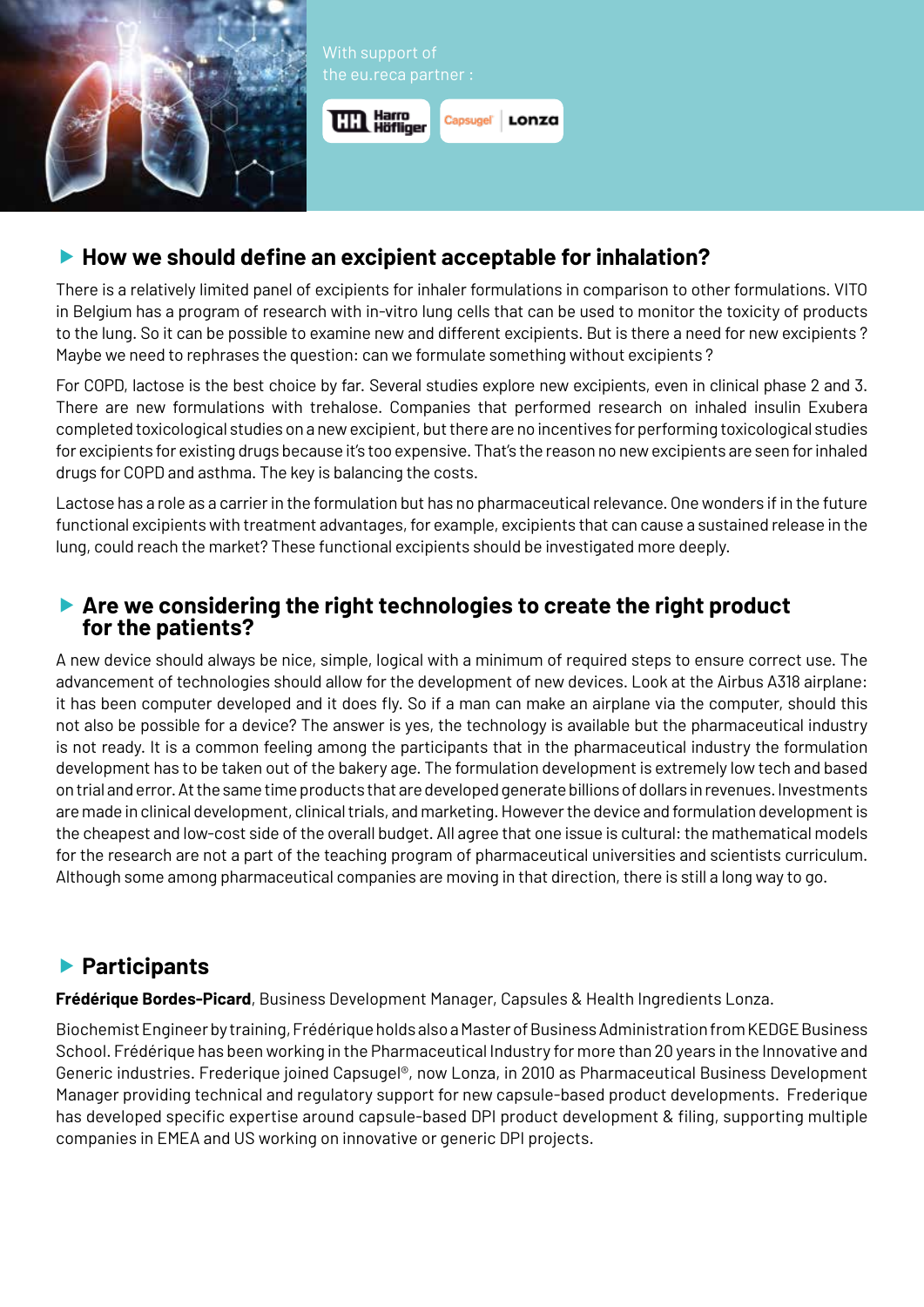With support of
the eu.reca partner :

## How we should define an excipient acceptable for inhalation?

There is a relatively limited panel of excipients for inhaler formulations in comparison to other formulations. VITO in Belgium has a program of research with in-vitro lung cells that can be used to monitor the toxicity of products to the lung. So it can be possible to examine new and different excipients. But is there a need for new excipients ? Maybe we need to rephrases the question: can we formulate something without excipients ?

For COPD, lactose is the best choice by far. Several studies explore new excipients, even in clinical phase 2 and 3. There are new formulations with trehalose. Companies that performed research on inhaled insulin Exubera completed toxicological studies on a new excipient, but there are no incentives for performing toxicological studies for excipients for existing drugs because it's too expensive. That's the reason no new excipients are seen for inhaled drugs for COPD and asthma. The key is balancing the costs.

Lactose has a role as a carrier in the formulation but has no pharmaceutical relevance. One wonders if in the future functional excipients with treatment advantages, for example, excipients that can cause a sustained release in the lung, could reach the market? These functional excipients should be investigated more deeply.

## Are we considering the right technologies to create the right product for the patients?

A new device should always be nice, simple, logical with a minimum of required steps to ensure correct use. The advancement of technologies should allow for the development of new devices. Look at the Airbus A318 airplane: it has been computer developed and it does fly. So if a man can make an airplane via the computer, should this not also be possible for a device? The answer is yes, the technology is available but the pharmaceutical industry is not ready. It is a common feeling among the participants that in the pharmaceutical industry the formulation development has to be taken out of the bakery age. The formulation development is extremely low tech and based on trial and error. At the same time products that are developed generate billions of dollars in revenues. Investments are made in clinical development, clinical trials, and marketing. However the device and formulation development is the cheapest and low-cost side of the overall budget. All agree that one issue is cultural: the mathematical models for the research are not a part of the teaching program of pharmaceutical universities and scientists curriculum. Although some among pharmaceutical companies are moving in that direction, there is still a long way to go.

## Participants

**Frédérique Bordes-Picard**, Business Development Manager, Capsules & Health Ingredients Lonza.

Biochemist Engineer by training, Frédérique holds also a Master of Business Administration from KEDGE Business School. Frédérique has been working in the Pharmaceutical Industry for more than 20 years in the Innovative and Generic industries. Frederique joined Capsugel®, now Lonza, in 2010 as Pharmaceutical Business Development Manager providing technical and regulatory support for new capsule-based product developments. Frederique has developed specific expertise around capsule-based DPI product development & filing, supporting multiple companies in EMEA and US working on innovative or generic DPI projects.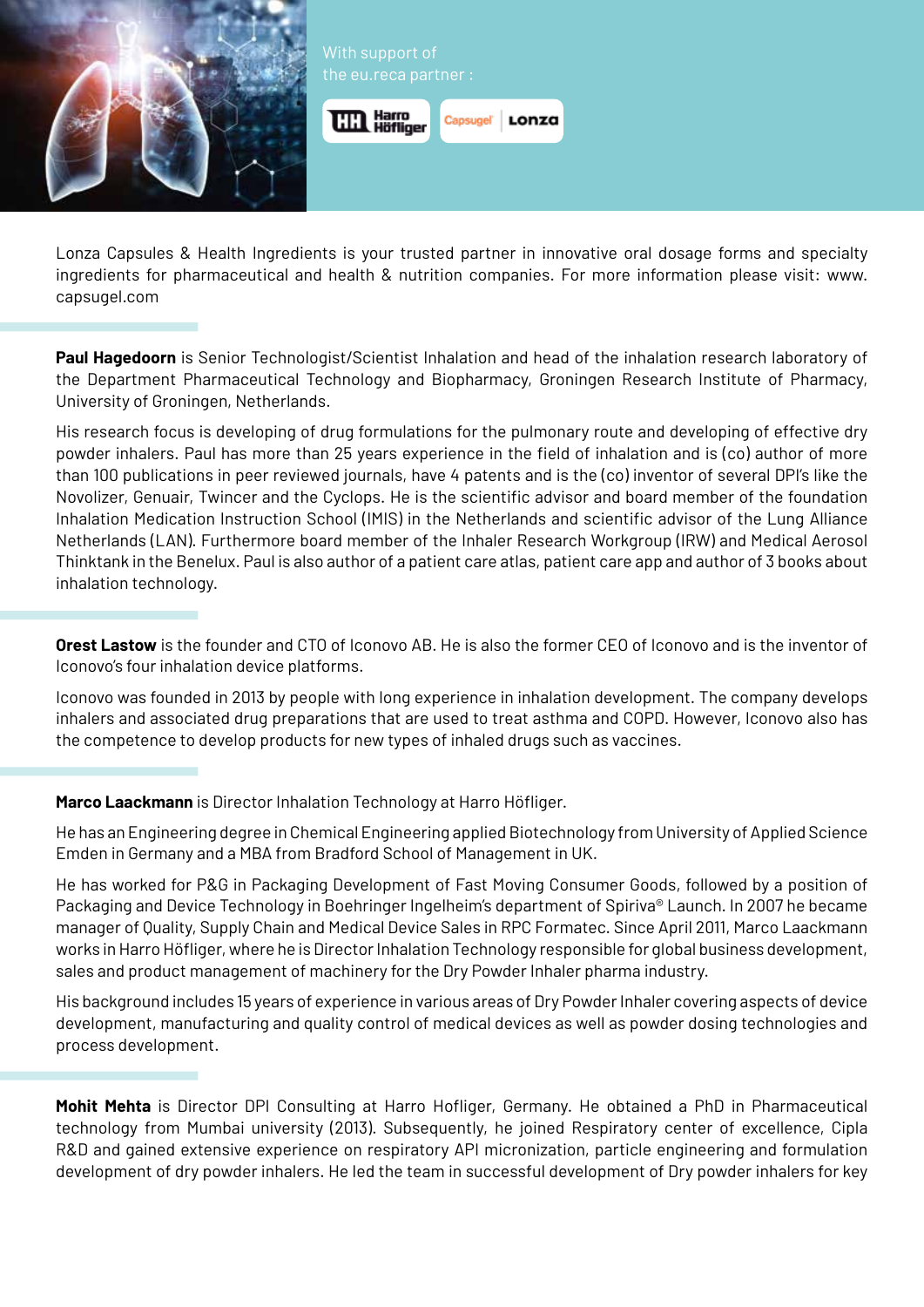With support of
the eu.reca partner :

Lonza Capsules & Health Ingredients is your trusted partner in innovative oral dosage forms and specialty ingredients for pharmaceutical and health & nutrition companies. For more information please visit: www.capsugel.com

**Paul Hagedoorn** is Senior Technologist/Scientist Inhalation and head of the inhalation research laboratory of the Department Pharmaceutical Technology and Biopharmacy, Groningen Research Institute of Pharmacy, University of Groningen, Netherlands.

His research focus is developing of drug formulations for the pulmonary route and developing of effective dry powder inhalers. Paul has more than 25 years experience in the field of inhalation and is (co) author of more than 100 publications in peer reviewed journals, have 4 patents and is the (co) inventor of several DPI's like the Novolizer, Genuair, Twincer and the Cyclops. He is the scientific advisor and board member of the foundation Inhalation Medication Instruction School (IMIS) in the Netherlands and scientific advisor of the Lung Alliance Netherlands (LAN). Furthermore board member of the Inhaler Research Workgroup (IRW) and Medical Aerosol Thinktank in the Benelux. Paul is also author of a patient care atlas, patient care app and author of 3 books about inhalation technology.

**Orest Lastow** is the founder and CTO of Iconovo AB. He is also the former CEO of Iconovo and is the inventor of Iconovo's four inhalation device platforms.

Iconovo was founded in 2013 by people with long experience in inhalation development. The company develops inhalers and associated drug preparations that are used to treat asthma and COPD. However, Iconovo also has the competence to develop products for new types of inhaled drugs such as vaccines.

**Marco Laackmann** is Director Inhalation Technology at Harro Höfliger.

He has an Engineering degree in Chemical Engineering applied Biotechnology from University of Applied Science Emden in Germany and a MBA from Bradford School of Management in UK.

He has worked for P&G in Packaging Development of Fast Moving Consumer Goods, followed by a position of Packaging and Device Technology in Boehringer Ingelheim's department of Spiriva® Launch. In 2007 he became manager of Quality, Supply Chain and Medical Device Sales in RPC Formatec. Since April 2011, Marco Laackmann works in Harro Höfliger, where he is Director Inhalation Technology responsible for global business development, sales and product management of machinery for the Dry Powder Inhaler pharma industry.

His background includes 15 years of experience in various areas of Dry Powder Inhaler covering aspects of device development, manufacturing and quality control of medical devices as well as powder dosing technologies and process development.

**Mohit Mehta** is Director DPI Consulting at Harro Hofliger, Germany. He obtained a PhD in Pharmaceutical technology from Mumbai university (2013). Subsequently, he joined Respiratory center of excellence, Cipla R&D and gained extensive experience on respiratory API micronization, particle engineering and formulation development of dry powder inhalers. He led the team in successful development of Dry powder inhalers for key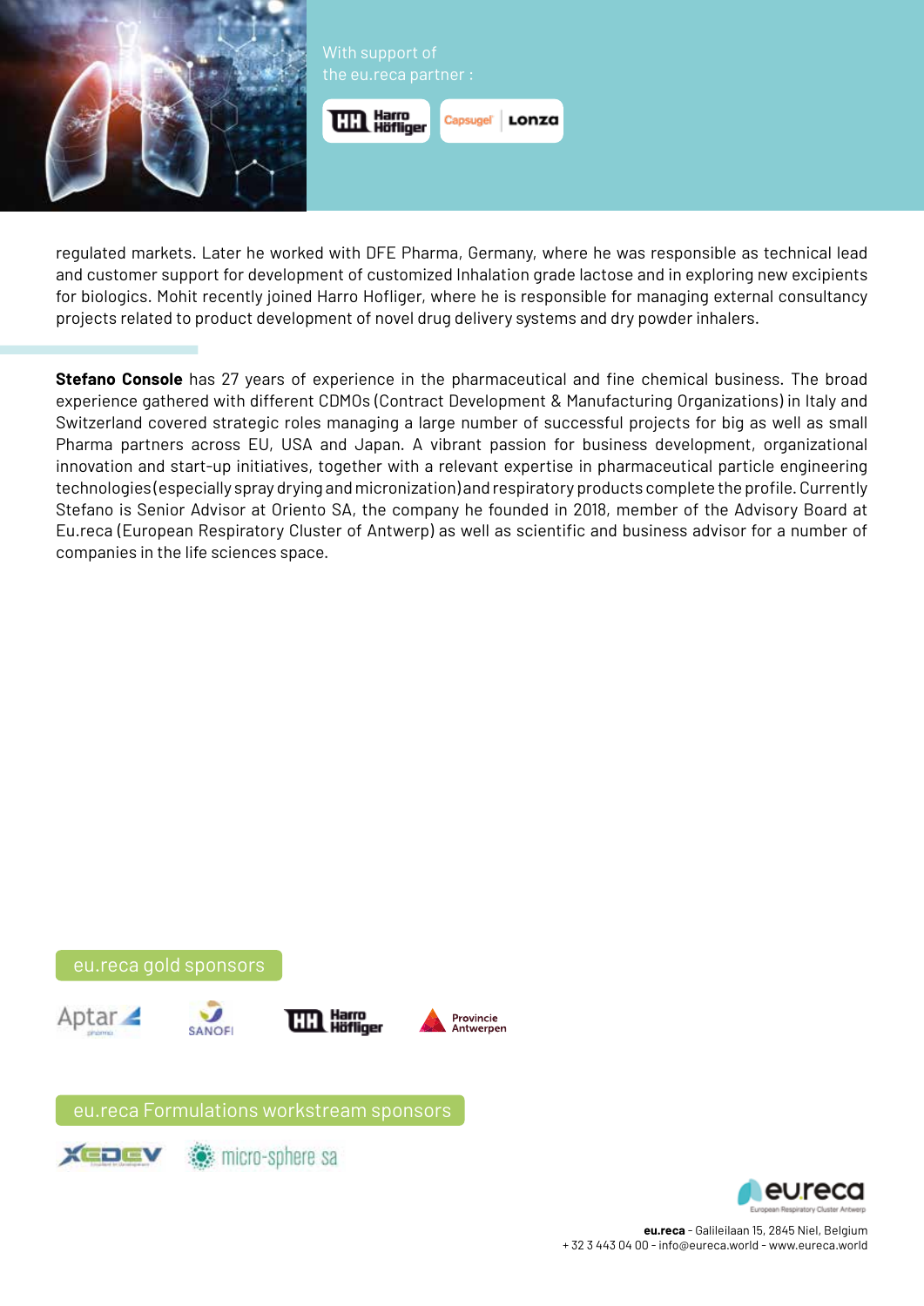With support of
the eu.reca partner :

regulated markets. Later he worked with DFE Pharma, Germany, where he was responsible as technical lead and customer support for development of customized Inhalation grade lactose and in exploring new excipients for biologics. Mohit recently joined Harro Hofliger, where he is responsible for managing external consultancy projects related to product development of novel drug delivery systems and dry powder inhalers.

**Stefano Console** has 27 years of experience in the pharmaceutical and fine chemical business. The broad experience gathered with different CDMOs (Contract Development & Manufacturing Organizations) in Italy and Switzerland covered strategic roles managing a large number of successful projects for big as well as small Pharma partners across EU, USA and Japan. A vibrant passion for business development, organizational innovation and start-up initiatives, together with a relevant expertise in pharmaceutical particle engineering technologies (especially spray drying and micronization) and respiratory products complete the profile. Currently Stefano is Senior Advisor at Oriento SA, the company he founded in 2018, member of the Advisory Board at Eu.reca (European Respiratory Cluster of Antwerp) as well as scientific and business advisor for a number of companies in the life sciences space.

eu.reca gold sponsors

eu.reca Formulations workstream sponsors

**eu.reca** - Galileilaan 15, 2845 Niel, Belgium
+ 32 3 443 04 00 - info@eureca.world - www.eureca.world